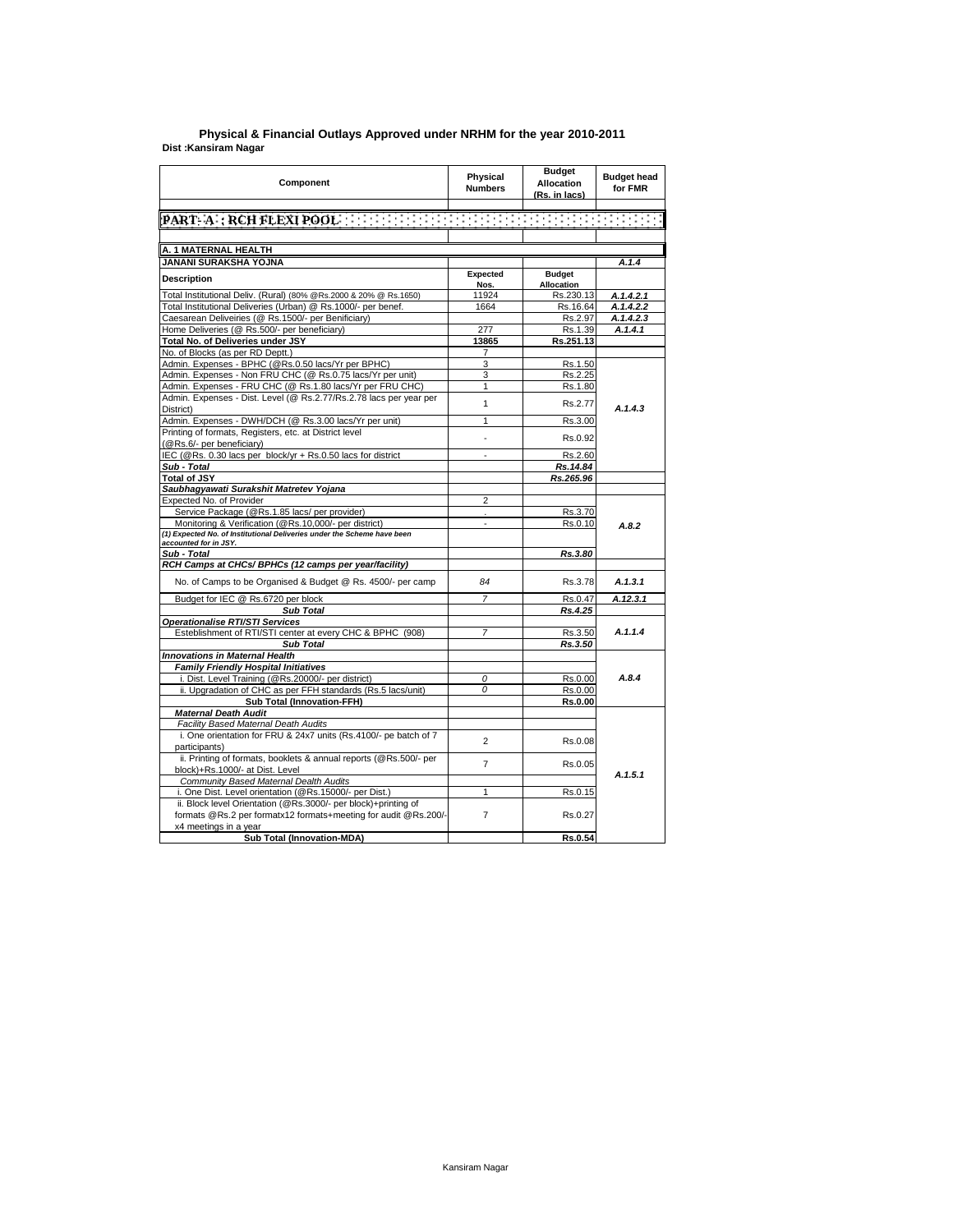# Physical & Financial Outlays Approved under NRHM for the year 2010-2011

**Dist :Kansiram Nagar**

| Component | Physical Numbers | Budget Allocation (Rs. in lacs) | Budget head for FMR |
|---|---|---|---|
| **PART- A : RCH FLEXI POOL** | | | |
| **A. 1 MATERNAL HEALTH** | | | |
| **JANANI SURAKSHA YOJNA** | | | *A.1.4* |
| **Description** | **Expected Nos.** | **Budget Allocation** | |
| Total Institutional Deliv. (Rural) (80% @Rs.2000 & 20% @ Rs.1650) | 11924 | Rs.230.13 | *A.1.4.2.1* |
| Total Institutional Deliveries (Urban) @ Rs.1000/- per benef. | 1664 | Rs.16.64 | *A.1.4.2.2* |
| Caesarean Deliveiries (@ Rs.1500/- per Benificiary) | | Rs.2.97 | *A.1.4.2.3* |
| Home Deliveries (@ Rs.500/- per beneficiary) | 277 | Rs.1.39 | *A.1.4.1* |
| **Total No. of Deliveries under JSY** | **13865** | **Rs.251.13** | |
| No. of Blocks (as per RD Deptt.) | 7 | | |
| Admin. Expenses - BPHC (@Rs.0.50 lacs/Yr per BPHC) | 3 | Rs.1.50 | *A.1.4.3* |
| Admin. Expenses - Non FRU CHC (@ Rs.0.75 lacs/Yr per unit) | 3 | Rs.2.25 | |
| Admin. Expenses - FRU CHC (@ Rs.1.80 lacs/Yr per FRU CHC) | 1 | Rs.1.80 | |
| Admin. Expenses - Dist. Level (@ Rs.2.77/Rs.2.78 lacs per year per District) | 1 | Rs.2.77 | |
| Admin. Expenses - DWH/DCH (@ Rs.3.00 lacs/Yr per unit) | 1 | Rs.3.00 | |
| Printing of formats, Registers, etc. at District level (@Rs.6/- per beneficiary) | - | Rs.0.92 | |
| IEC (@Rs. 0.30 lacs per block/yr + Rs.0.50 lacs for district | - | Rs.2.60 | |
| ***Sub - Total*** | | ***Rs.14.84*** | |
| **Total of JSY** | | ***Rs.265.96*** | |
| ***Saubhagyawati Surakshit Matretev Yojana*** | | | |
| Expected No. of Provider | 2 | | *A.8.2* |
| Service Package (@Rs.1.85 lacs/ per provider) | . | Rs.3.70 | |
| Monitoring & Verification (@Rs.10,000/- per district) | - | Rs.0.10 | |
| *(1) Expected No. of Institutional Deliveries under the Scheme have been accounted for in JSY.* | | | |
| ***Sub - Total*** | | ***Rs.3.80*** | |
| ***RCH Camps at CHCs/ BPHCs (12 camps per year/facility)*** | | | |
| No. of Camps to be Organised & Budget @ Rs. 4500/- per camp | *84* | Rs.3.78 | *A.1.3.1* |
| Budget for IEC @ Rs.6720 per block | *7* | Rs.0.47 | *A.12.3.1* |
| ***Sub Total*** | | ***Rs.4.25*** | |
| ***Operationalise RTI/STI Services*** | | | |
| Esteblishment of RTI/STI center at every CHC & BPHC (908) | *7* | Rs.3.50 | *A.1.1.4* |
| ***Sub Total*** | | ***Rs.3.50*** | |
| ***Innovations in Maternal Health*** | | | |
| ***Family Friendly Hospital Initiatives*** | | | *A.8.4* |
| i. Dist. Level Training (@Rs.20000/- per district) | *0* | Rs.0.00 | |
| ii. Upgradation of CHC as per FFH standards (Rs.5 lacs/unit) | *0* | Rs.0.00 | |
| **Sub Total (Innovation-FFH)** | | **Rs.0.00** | |
| ***Maternal Death Audit*** | | | |
| *Facility Based Maternal Death Audits* | | | *A.1.5.1* |
| i. One orientation for FRU & 24x7 units (Rs.4100/- pe batch of 7 participants) | 2 | Rs.0.08 | |
| ii. Printing of formats, booklets & annual reports (@Rs.500/- per block)+Rs.1000/- at Dist. Level | 7 | Rs.0.05 | |
| *Community Based Maternal Dealth Audits* | | | |
| i. One Dist. Level orientation (@Rs.15000/- per Dist.) | 1 | Rs.0.15 | |
| ii. Block level Orientation (@Rs.3000/- per block)+printing of formats @Rs.2 per formatx12 formats+meeting for audit @Rs.200/- x4 meetings in a year | 7 | Rs.0.27 | |
| **Sub Total (Innovation-MDA)** | | **Rs.0.54** | |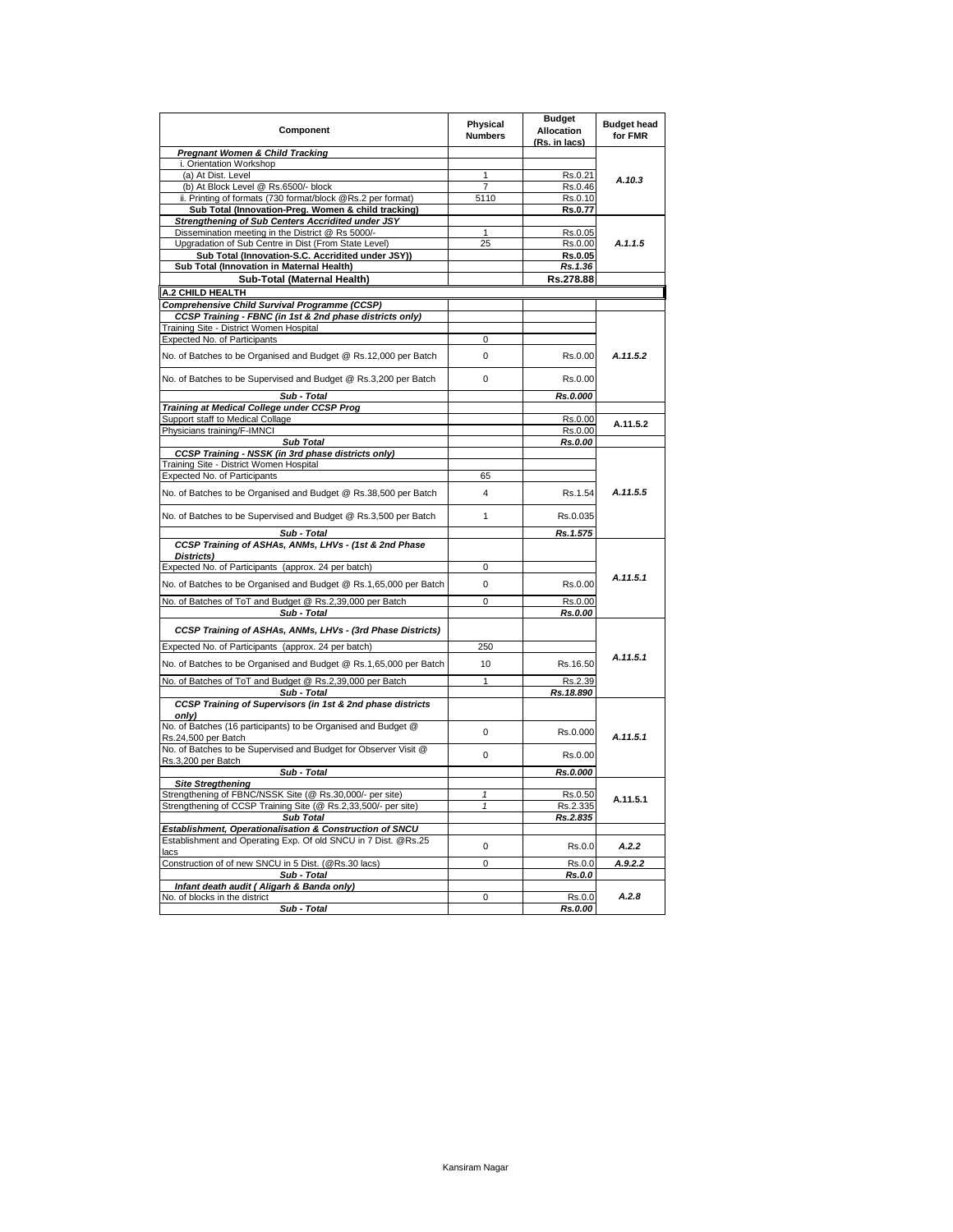| Component | Physical Numbers | Budget Allocation (Rs. in lacs) | Budget head for FMR |
|---|---|---|---|
| ***Pregnant Women & Child Tracking*** | | | A.10.3 |
| i. Orientation Workshop | | | |
| (a) At Dist. Level | 1 | Rs.0.21 | |
| (b) At Block Level @ Rs.6500/- block | 7 | Rs.0.46 | |
| ii. Printing of formats (730 format/block @Rs.2 per format) | 5110 | Rs.0.10 | |
| **Sub Total (Innovation-Preg. Women & child tracking)** | | **Rs.0.77** | |
| ***Strengthening of Sub Centers Accridited under JSY*** | | | A.1.1.5 |
| Dissemination meeting in the District @ Rs 5000/- | 1 | Rs.0.05 | |
| Upgradation of Sub Centre in Dist (From State Level) | 25 | Rs.0.00 | |
| **Sub Total (Innovation-S.C. Accridited under JSY))** | | **Rs.0.05** | |
| **Sub Total (Innovation in Maternal Health)** | | ***Rs.1.36*** | |
| **Sub-Total (Maternal Health)** | | **Rs.278.88** | |
| **A.2 CHILD HEALTH** | | | |
| ***Comprehensive Child Survival Programme (CCSP)*** | | | |
| ***CCSP Training - FBNC (in 1st & 2nd phase districts only)*** | | | A.11.5.2 |
| Training Site - District Women Hospital | | | |
| Expected No. of Participants | 0 | | |
| No. of Batches to be Organised and Budget @ Rs.12,000 per Batch | 0 | Rs.0.00 | |
| No. of Batches to be Supervised and Budget @ Rs.3,200 per Batch | 0 | Rs.0.00 | |
| ***Sub - Total*** | | ***Rs.0.000*** | |
| ***Training at Medical College under CCSP Prog*** | | | |
| Support staff to Medical Collage | | Rs.0.00 | A.11.5.2 |
| Physicians training/F-IMNCI | | Rs.0.00 | |
| ***Sub Total*** | | ***Rs.0.00*** | |
| ***CCSP Training - NSSK (in 3rd phase districts only)*** | | | A.11.5.5 |
| Training Site - District Women Hospital | | | |
| Expected No. of Participants | 65 | | |
| No. of Batches to be Organised and Budget @ Rs.38,500 per Batch | 4 | Rs.1.54 | |
| No. of Batches to be Supervised and Budget @ Rs.3,500 per Batch | 1 | Rs.0.035 | |
| ***Sub - Total*** | | ***Rs.1.575*** | |
| ***CCSP Training of ASHAs, ANMs, LHVs - (1st & 2nd Phase Districts)*** | | | A.11.5.1 |
| Expected No. of Participants (approx. 24 per batch) | 0 | | |
| No. of Batches to be Organised and Budget @ Rs.1,65,000 per Batch | 0 | Rs.0.00 | |
| No. of Batches of ToT and Budget @ Rs.2,39,000 per Batch | 0 | Rs.0.00 | |
| ***Sub - Total*** | | ***Rs.0.00*** | |
| ***CCSP Training of ASHAs, ANMs, LHVs - (3rd Phase Districts)*** | | | A.11.5.1 |
| Expected No. of Participants (approx. 24 per batch) | 250 | | |
| No. of Batches to be Organised and Budget @ Rs.1,65,000 per Batch | 10 | Rs.16.50 | |
| No. of Batches of ToT and Budget @ Rs.2,39,000 per Batch | 1 | Rs.2.39 | |
| ***Sub - Total*** | | ***Rs.18.890*** | |
| ***CCSP Training of Supervisors (in 1st & 2nd phase districts only)*** | | | A.11.5.1 |
| No. of Batches (16 participants) to be Organised and Budget @ Rs.24,500 per Batch | 0 | Rs.0.000 | |
| No. of Batches to be Supervised and Budget for Observer Visit @ Rs.3,200 per Batch | 0 | Rs.0.00 | |
| ***Sub - Total*** | | ***Rs.0.000*** | |
| ***Site Stregthening*** | | | A.11.5.1 |
| Strengthening of FBNC/NSSK Site (@ Rs.30,000/- per site) | *1* | Rs.0.50 | |
| Strengthening of CCSP Training Site (@ Rs.2,33,500/- per site) | *1* | Rs.2.335 | |
| ***Sub Total*** | | ***Rs.2.835*** | |
| ***Establishment, Operationalisation & Construction of SNCU*** | | | |
| Establishment and Operating Exp. Of old SNCU in 7 Dist. @Rs.25 lacs | 0 | Rs.0.0 | ***A.2.2*** |
| Construction of of new SNCU in 5 Dist. (@Rs.30 lacs) | 0 | Rs.0.0 | ***A.9.2.2*** |
| ***Sub - Total*** | | ***Rs.0.0*** | |
| ***Infant death audit ( Aligarh & Banda only)*** | | | A.2.8 |
| No. of blocks in the district | 0 | Rs.0.0 | |
| ***Sub - Total*** | | ***Rs.0.00*** | |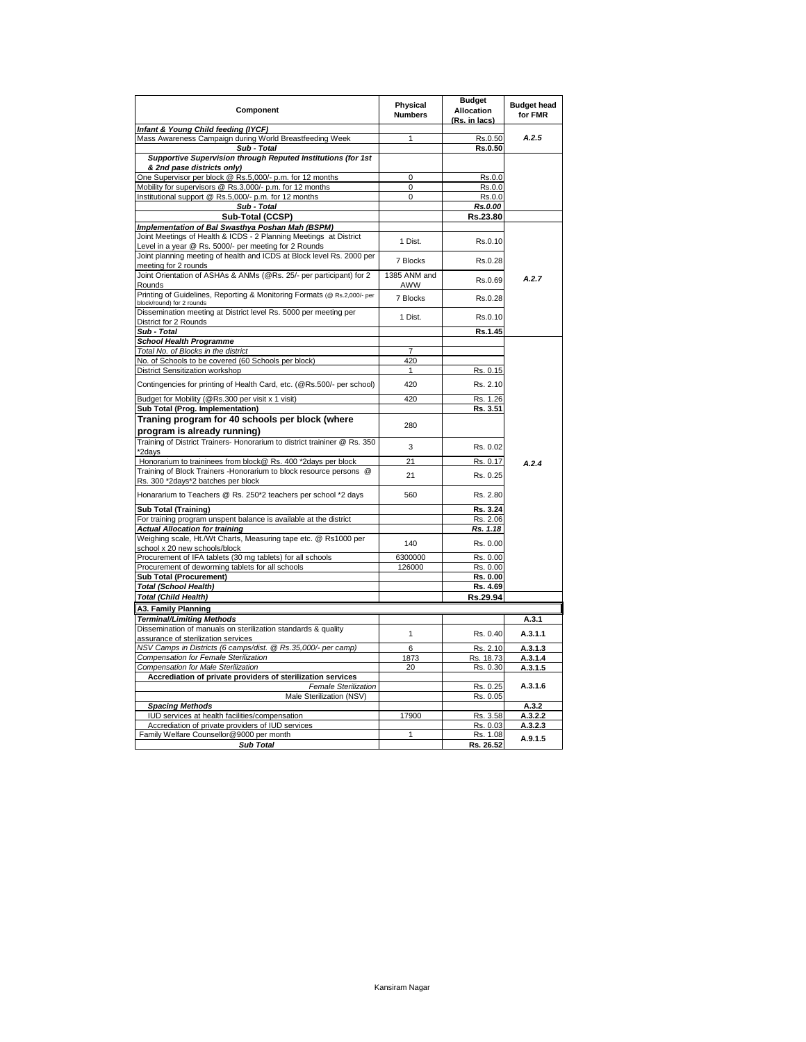| Component | Physical Numbers | Budget Allocation (Rs. in lacs) | Budget head for FMR |
|---|---|---|---|
| ***Infant & Young Child feeding (IYCF)*** | | | |
| Mass Awareness Campaign during World Breastfeeding Week | 1 | Rs.0.50 | *A.2.5* |
| ***Sub - Total*** | | **Rs.0.50** | |
| ***Supportive Supervision through Reputed Institutions (for 1st & 2nd pase districts only)*** | | | |
| One Supervisor per block @ Rs.5,000/- p.m. for 12 months | 0 | Rs.0.0 | |
| Mobility for supervisors @ Rs.3,000/- p.m. for 12 months | 0 | Rs.0.0 | |
| Institutional support @ Rs.5,000/- p.m. for 12 months | 0 | Rs.0.0 | |
| ***Sub - Total*** | | ***Rs.0.00*** | |
| **Sub-Total (CCSP)** | | **Rs.23.80** | |
| ***Implementation of Bal Swasthya Poshan Mah (BSPM)*** | | | |
| Joint Meetings of Health & ICDS - 2 Planning Meetings at District Level in a year @ Rs. 5000/- per meeting for 2 Rounds | 1 Dist. | Rs.0.10 | |
| Joint planning meeting of health and ICDS at Block level Rs. 2000 per meeting for 2 rounds | 7 Blocks | Rs.0.28 | |
| Joint Orientation of ASHAs & ANMs (@Rs. 25/- per participant) for 2 Rounds | 1385 ANM and AWW | Rs.0.69 | *A.2.7* |
| Printing of Guidelines, Reporting & Monitoring Formats (@ Rs.2,000/- per block/round) for 2 rounds | 7 Blocks | Rs.0.28 | |
| Dissemination meeting at District level Rs. 5000 per meeting per District for 2 Rounds | 1 Dist. | Rs.0.10 | |
| ***Sub - Total*** | | **Rs.1.45** | |
| ***School Health Programme*** | | | |
| *Total No. of Blocks in the district* | 7 | | |
| No. of Schools to be covered (60 Schools per block) | 420 | | |
| District Sensitization workshop | 1 | Rs. 0.15 | |
| Contingencies for printing of Health Card, etc. (@Rs.500/- per school) | 420 | Rs. 2.10 | |
| Budget for Mobility (@Rs.300 per visit x 1 visit) | 420 | Rs. 1.26 | |
| **Sub Total (Prog. Implementation)** | | **Rs. 3.51** | |
| **Traning program for 40 schools per block (where program is already running)** | 280 | | |
| Training of District Trainers- Honorarium to district traininer @ Rs. 350 *2days | 3 | Rs. 0.02 | |
| Honorarium to traininees from block@ Rs. 400 *2days per block | 21 | Rs. 0.17 | *A.2.4* |
| Training of Block Trainers -Honorarium to block resource persons @ Rs. 300 *2days*2 batches per block | 21 | Rs. 0.25 | |
| Honararium to Teachers @ Rs. 250*2 teachers per school *2 days | 560 | Rs. 2.80 | |
| **Sub Total (Training)** | | **Rs. 3.24** | |
| For training program unspent balance is available at the district | | Rs. 2.06 | |
| ***Actual Allocation for training*** | | ***Rs. 1.18*** | |
| Weighing scale, Ht./Wt Charts, Measuring tape etc. @ Rs1000 per school x 20 new schools/block | 140 | Rs. 0.00 | |
| Procurement of IFA tablets (30 mg tablets) for all schools | 6300000 | Rs. 0.00 | |
| Procurement of deworming tablets for all schools | 126000 | Rs. 0.00 | |
| **Sub Total (Procurement)** | | **Rs. 0.00** | |
| ***Total (School Health)*** | | **Rs. 4.69** | |
| ***Total (Child Health)*** | | **Rs.29.94** | |
| **A3. Family Planning** | | | |
| ***Terminal/Limiting Methods*** | | | **A.3.1** |
| Dissemination of manuals on sterilization standards & quality assurance of sterilization services | 1 | Rs. 0.40 | **A.3.1.1** |
| *NSV Camps in Districts (6 camps/dist. @ Rs.35,000/- per camp)* | 6 | Rs. 2.10 | **A.3.1.3** |
| *Compensation for Female Sterilization* | 1873 | Rs. 18.73 | **A.3.1.4** |
| *Compensation for Male Sterilization* | 20 | Rs. 0.30 | **A.3.1.5** |
| **Accrediation of private providers of sterilization services** | | | |
| *Female Sterilization* | | Rs. 0.25 | **A.3.1.6** |
| Male Sterilization (NSV) | | Rs. 0.05 | |
| ***Spacing Methods*** | | | **A.3.2** |
| IUD services at health facilities/compensation | 17900 | Rs. 3.58 | **A.3.2.2** |
| Accrediation of private providers of IUD services | | Rs. 0.03 | **A.3.2.3** |
| Family Welfare Counsellor@9000 per month | 1 | Rs. 1.08 | **A.9.1.5** |
| ***Sub Total*** | | **Rs. 26.52** | |

Kansiram Nagar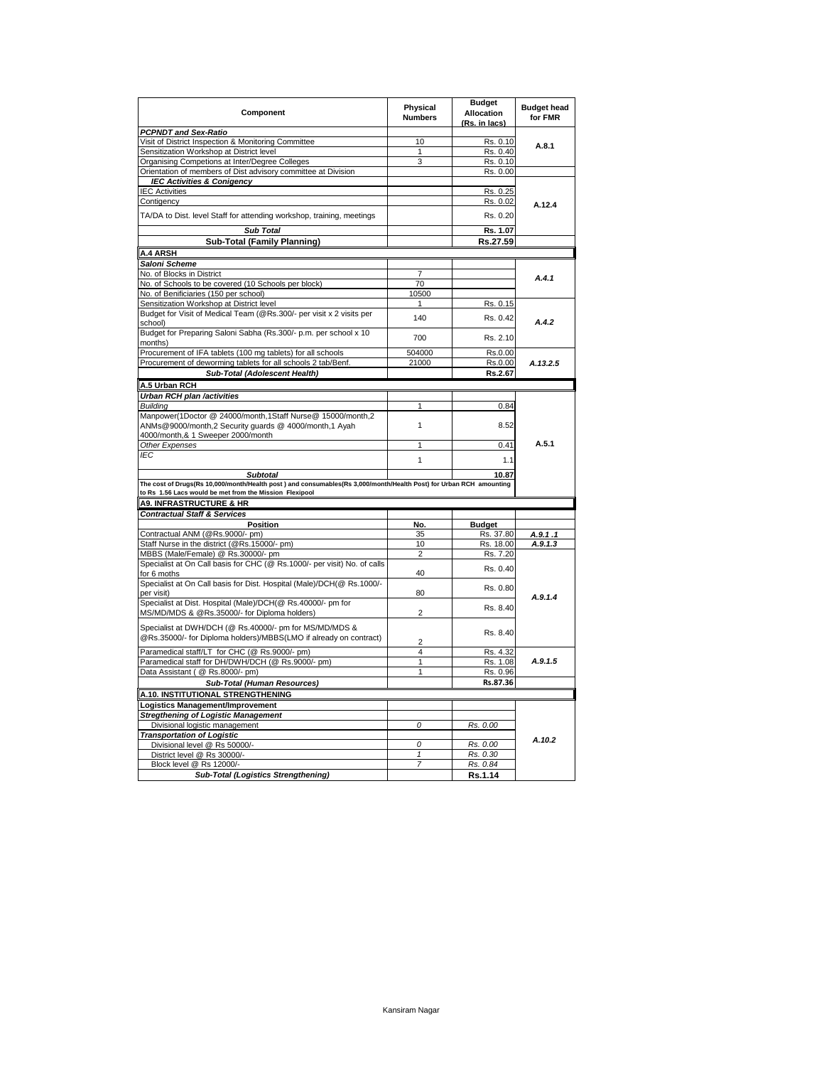| Component | Physical Numbers | Budget Allocation (Rs. in lacs) | Budget head for FMR |
|---|---|---|---|
| ***PCPNDT and Sex-Ratio*** | | | |
| Visit of District Inspection & Monitoring Committee | 10 | Rs. 0.10 | **A.8.1** |
| Sensitization Workshop at District level | 1 | Rs. 0.40 | |
| Organising Competions at Inter/Degree Colleges | 3 | Rs. 0.10 | |
| Orientation of members of Dist advisory committee at Division | | Rs. 0.00 | |
| ***IEC Activities & Conigency*** | | | **A.12.4** |
| IEC Activities | | Rs. 0.25 | |
| Contigency | | Rs. 0.02 | |
| TA/DA to Dist. level Staff for attending workshop, training, meetings | | Rs. 0.20 | |
| ***Sub Total*** | | **Rs. 1.07** | |
| **Sub-Total (Family Planning)** | | **Rs.27.59** | |
| **A.4 ARSH** | | | |
| ***Saloni Scheme*** | | | |
| No. of Blocks in District | 7 | | ***A.4.1*** |
| No. of Schools to be covered (10 Schools per block) | 70 | | |
| No. of Benificiaries (150 per school) | 10500 | | |
| Sensitization Workshop at District level | 1 | Rs. 0.15 | ***A.4.2*** |
| Budget for Visit of Medical Team (@Rs.300/- per visit x 2 visits per school) | 140 | Rs. 0.42 | |
| Budget for Preparing Saloni Sabha (Rs.300/- p.m. per school x 10 months) | 700 | Rs. 2.10 | |
| Procurement of IFA tablets (100 mg tablets) for all schools | 504000 | Rs.0.00 | ***A.13.2.5*** |
| Procurement of deworming tablets for all schools 2 tab/Benf. | 21000 | Rs.0.00 | |
| ***Sub-Total (Adolescent Health)*** | | **Rs.2.67** | |
| **A.5 Urban RCH** | | | |
| ***Urban RCH plan /activities*** | | | **A.5.1** |
| *Building* | 1 | 0.84 | |
| Manpower(1Doctor @ 24000/month,1Staff Nurse@ 15000/month,2 ANMs@9000/month,2 Security guards @ 4000/month,1 Ayah 4000/month,& 1 Sweeper 2000/month | 1 | 8.52 | |
| *Other Expenses* | 1 | 0.41 | |
| *IEC* | 1 | 1.1 | |
| ***Subtotal*** | | **10.87** | |
| **The cost of Drugs(Rs 10,000/month/Health post ) and consumables(Rs 3,000/month/Health Post) for Urban RCH amounting to Rs 1.56 Lacs would be met from the Mission Flexipool** | | | |
| **A9. INFRASTRUCTURE & HR** | | | |
| ***Contractual Staff & Services*** | | | |
| **Position** | **No.** | **Budget** | |
| Contractual ANM (@Rs.9000/- pm) | 35 | Rs. 37.80 | ***A.9.1 .1*** |
| Staff Nurse in the district (@Rs.15000/- pm) | 10 | Rs. 18.00 | ***A.9.1.3*** |
| MBBS (Male/Female) @ Rs.30000/- pm | 2 | Rs. 7.20 | ***A.9.1.4*** |
| Specialist at On Call basis for CHC (@ Rs.1000/- per visit) No. of calls for 6 moths | 40 | Rs. 0.40 | |
| Specialist at On Call basis for Dist. Hospital (Male)/DCH(@ Rs.1000/- per visit) | 80 | Rs. 0.80 | |
| Specialist at Dist. Hospital (Male)/DCH(@ Rs.40000/- pm for MS/MD/MDS & @Rs.35000/- for Diploma holders) | 2 | Rs. 8.40 | |
| Specialist at DWH/DCH (@ Rs.40000/- pm for MS/MD/MDS & @Rs.35000/- for Diploma holders)/MBBS(LMO if already on contract) | 2 | Rs. 8.40 | |
| Paramedical staff/LT for CHC (@ Rs.9000/- pm) | 4 | Rs. 4.32 | ***A.9.1.5*** |
| Paramedical staff for DH/DWH/DCH (@ Rs.9000/- pm) | 1 | Rs. 1.08 | |
| Data Assistant ( @ Rs.8000/- pm) | 1 | Rs. 0.96 | |
| ***Sub-Total (Human Resources)*** | | **Rs.87.36** | |
| **A.10. INSTITUTIONAL STRENGTHENING** | | | |
| **Logistics Management/Improvement** | | | ***A.10.2*** |
| ***Stregthening of Logistic Management*** | | | |
| Divisional logistic management | *0* | *Rs. 0.00* | |
| ***Transportation of Logistic*** | | | |
| Divisional level @ Rs 50000/- | *0* | *Rs. 0.00* | |
| District level @ Rs 30000/- | *1* | *Rs. 0.30* | |
| Block level @ Rs 12000/- | *7* | *Rs. 0.84* | |
| ***Sub-Total (Logistics Strengthening)*** | | **Rs.1.14** | |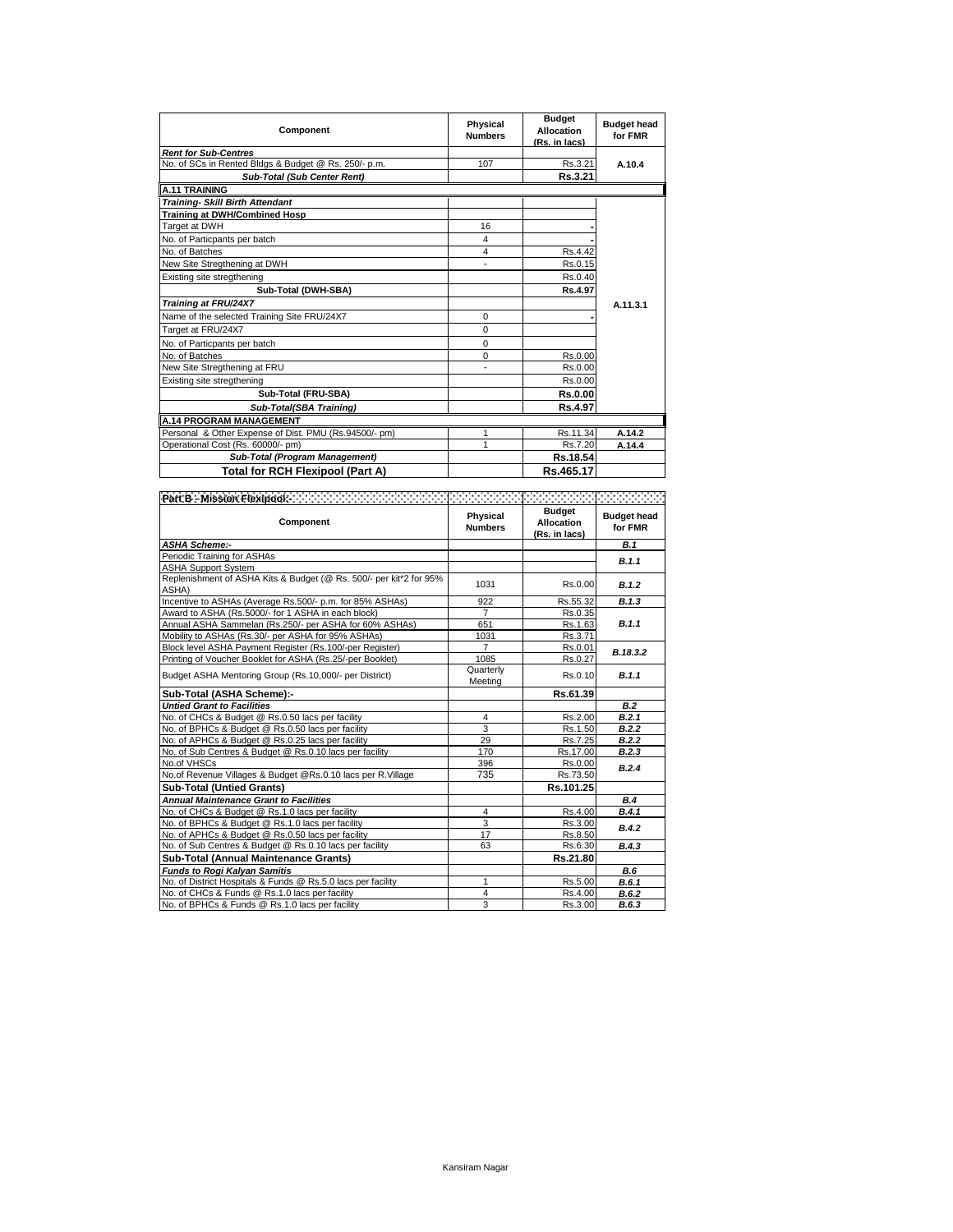| Component | Physical Numbers | Budget Allocation (Rs. in lacs) | Budget head for FMR |
|---|---|---|---|
| ***Rent for Sub-Centres*** | | | |
| No. of SCs in Rented Bldgs & Budget @ Rs. 250/- p.m. | 107 | Rs.3.21 | A.10.4 |
| ***Sub-Total (Sub Center Rent)*** | | **Rs.3.21** | |
| **A.11 TRAINING** | | | |
| ***Training- Skill Birth Attendant*** | | | A.11.3.1 |
| **Training at DWH/Combined Hosp** | | | |
| Target at DWH | 16 | - | |
| No. of Particpants per batch | 4 | - | |
| No. of Batches | 4 | Rs.4.42 | |
| New Site Stregthening at DWH | - | Rs.0.15 | |
| Existing site stregthening | | Rs.0.40 | |
| **Sub-Total (DWH-SBA)** | | **Rs.4.97** | |
| ***Training at FRU/24X7*** | | | |
| Name of the selected Training Site FRU/24X7 | 0 | - | |
| Target at FRU/24X7 | 0 | | |
| No. of Particpants per batch | 0 | | |
| No. of Batches | 0 | Rs.0.00 | |
| New Site Stregthening at FRU | - | Rs.0.00 | |
| Existing site stregthening | | Rs.0.00 | |
| **Sub-Total (FRU-SBA)** | | **Rs.0.00** | |
| ***Sub-Total(SBA Training)*** | | **Rs.4.97** | |
| **A.14 PROGRAM MANAGEMENT** | | | |
| Personal & Other Expense of Dist. PMU (Rs.94500/- pm) | 1 | Rs.11.34 | A.14.2 |
| Operational Cost (Rs. 60000/- pm) | 1 | Rs.7.20 | A.14.4 |
| ***Sub-Total (Program Management)*** | | **Rs.18.54** | |
| **Total for RCH Flexipool (Part A)** | | **Rs.465.17** | |

**Part B - Mission Flexipool:-**

| Component | Physical Numbers | Budget Allocation (Rs. in lacs) | Budget head for FMR |
|---|---|---|---|
| ***ASHA Scheme:-*** | | | ***B.1*** |
| Periodic Training for ASHAs | | | ***B.1.1*** |
| ASHA Support System | | | |
| Replenishment of ASHA Kits & Budget (@ Rs. 500/- per kit*2 for 95% ASHA) | 1031 | Rs.0.00 | ***B.1.2*** |
| Incentive to ASHAs (Average Rs.500/- p.m. for 85% ASHAs) | 922 | Rs.55.32 | ***B.1.3*** |
| Award to ASHA (Rs.5000/- for 1 ASHA in each block) | 7 | Rs.0.35 | ***B.1.1*** |
| Annual ASHA Sammelan (Rs.250/- per ASHA for 60% ASHAs) | 651 | Rs.1.63 | |
| Mobility to ASHAs (Rs.30/- per ASHA for 95% ASHAs) | 1031 | Rs.3.71 | |
| Block level ASHA Payment Register (Rs.100/-per Register) | 7 | Rs.0.01 | ***B.18.3.2*** |
| Printing of Voucher Booklet for ASHA (Rs.25/-per Booklet) | 1085 | Rs.0.27 | |
| Budget ASHA Mentoring Group (Rs.10,000/- per District) | Quarterly Meeting | Rs.0.10 | ***B.1.1*** |
| **Sub-Total (ASHA Scheme):-** | | **Rs.61.39** | |
| ***Untied Grant to Facilities*** | | | ***B.2*** |
| No. of CHCs & Budget @ Rs.0.50 lacs per facility | 4 | Rs.2.00 | ***B.2.1*** |
| No. of BPHCs & Budget @ Rs.0.50 lacs per facility | 3 | Rs.1.50 | ***B.2.2*** |
| No. of APHCs & Budget @ Rs.0.25 lacs per facility | 29 | Rs.7.25 | ***B.2.2*** |
| No. of Sub Centres & Budget @ Rs.0.10 lacs per facility | 170 | Rs.17.00 | ***B.2.3*** |
| No.of VHSCs | 396 | Rs.0.00 | ***B.2.4*** |
| No.of Revenue Villages & Budget @Rs.0.10 lacs per R.Village | 735 | Rs.73.50 | |
| **Sub-Total (Untied Grants)** | | **Rs.101.25** | |
| ***Annual Maintenance Grant to Facilities*** | | | ***B.4*** |
| No. of CHCs & Budget @ Rs.1.0 lacs per facility | 4 | Rs.4.00 | ***B.4.1*** |
| No. of BPHCs & Budget @ Rs.1.0 lacs per facility | 3 | Rs.3.00 | ***B.4.2*** |
| No. of APHCs & Budget @ Rs.0.50 lacs per facility | 17 | Rs.8.50 | |
| No. of Sub Centres & Budget @ Rs.0.10 lacs per facility | 63 | Rs.6.30 | ***B.4.3*** |
| **Sub-Total (Annual Maintenance Grants)** | | **Rs.21.80** | |
| ***Funds to Rogi Kalyan Samitis*** | | | ***B.6*** |
| No. of District Hospitals & Funds @ Rs.5.0 lacs per facility | 1 | Rs.5.00 | ***B.6.1*** |
| No. of CHCs & Funds @ Rs.1.0 lacs per facility | 4 | Rs.4.00 | ***B.6.2*** |
| No. of BPHCs & Funds @ Rs.1.0 lacs per facility | 3 | Rs.3.00 | ***B.6.3*** |

Kansiram Nagar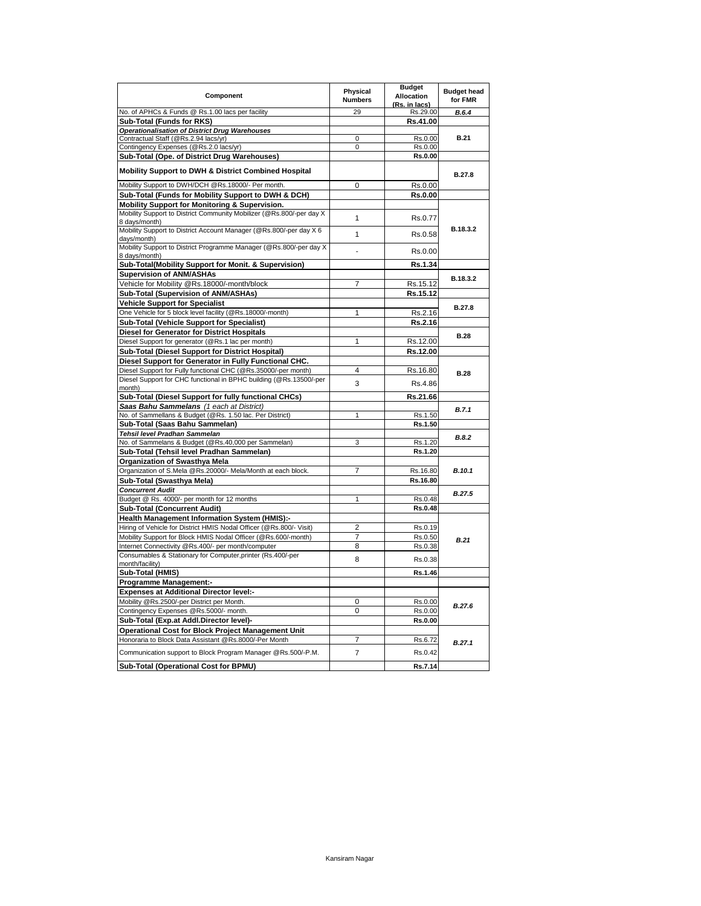| Component | Physical Numbers | Budget Allocation (Rs. in lacs) | Budget head for FMR |
|---|---|---|---|
| No. of APHCs & Funds @ Rs.1.00 lacs per facility | 29 | Rs.29.00 | *B.6.4* |
| **Sub-Total (Funds for RKS)** | | **Rs.41.00** | |
| ***Operationalisation of District Drug Warehouses*** | | | **B.21** |
| Contractual Staff (@Rs.2.94 lacs/yr) | 0 | Rs.0.00 | |
| Contingency Expenses (@Rs.2.0 lacs/yr) | 0 | Rs.0.00 | |
| **Sub-Total (Ope. of District Drug Warehouses)** | | **Rs.0.00** | |
| **Mobility Support to DWH & District Combined Hospital** | | | **B.27.8** |
| Mobility Support to DWH/DCH @Rs.18000/- Per month. | 0 | Rs.0.00 | |
| **Sub-Total (Funds for Mobility Support to DWH & DCH)** | | **Rs.0.00** | |
| **Mobility Support for Monitoring & Supervision.** | | | **B.18.3.2** |
| Mobility Support to District Community Mobilizer (@Rs.800/-per day X 8 days/month) | 1 | Rs.0.77 | |
| Mobility Support to District Account Manager (@Rs.800/-per day X 6 days/month) | 1 | Rs.0.58 | |
| Mobility Support to District Programme Manager (@Rs.800/-per day X 8 days/month) | - | Rs.0.00 | |
| **Sub-Total(Mobility Support for Monit. & Supervision)** | | **Rs.1.34** | |
| **Supervision of ANM/ASHAs** | | | **B.18.3.2** |
| Vehicle for Mobility @Rs.18000/-month/block | 7 | Rs.15.12 | |
| **Sub-Total (Supervision of ANM/ASHAs)** | | **Rs.15.12** | |
| **Vehicle Support for Specialist** | | | **B.27.8** |
| One Vehicle for 5 block level facility (@Rs.18000/-month) | 1 | Rs.2.16 | |
| **Sub-Total (Vehicle Support for Specialist)** | | **Rs.2.16** | |
| **Diesel for Generator for District Hospitals** | | | **B.28** |
| Diesel Support for generator (@Rs.1 lac per month) | 1 | Rs.12.00 | |
| **Sub-Total (Diesel Support for District Hospital)** | | **Rs.12.00** | |
| **Diesel Support for Generator in Fully Functional CHC.** | | | **B.28** |
| Diesel Support for Fully functional CHC (@Rs.35000/-per month) | 4 | Rs.16.80 | |
| Diesel Support for CHC functional in BPHC building (@Rs.13500/-per month) | 3 | Rs.4.86 | |
| **Sub-Total (Diesel Support for fully functional CHCs)** | | **Rs.21.66** | |
| ***Saas Bahu Sammelans*** *(1 each at District)* | | | ***B.7.1*** |
| No. of Sammellans & Budget (@Rs. 1.50 lac. Per District) | 1 | Rs.1.50 | |
| **Sub-Total (Saas Bahu Sammelan)** | | **Rs.1.50** | |
| ***Tehsil level Pradhan Sammelan*** | | | ***B.8.2*** |
| No. of Sammelans & Budget (@Rs.40,000 per Sammelan) | 3 | Rs.1.20 | |
| **Sub-Total (Tehsil level Pradhan Sammelan)** | | **Rs.1.20** | |
| **Organization of Swasthya Mela** | | | ***B.10.1*** |
| Organization of S.Mela @Rs.20000/- Mela/Month at each block. | 7 | Rs.16.80 | |
| **Sub-Total (Swasthya Mela)** | | **Rs.16.80** | |
| ***Concurrent Audit*** | | | ***B.27.5*** |
| Budget @ Rs. 4000/- per month for 12 months | 1 | Rs.0.48 | |
| **Sub-Total (Concurrent Audit)** | | **Rs.0.48** | |
| **Health Management Information System (HMIS):-** | | | ***B.21*** |
| Hiring of Vehicle for District HMIS Nodal Officer (@Rs.800/- Visit) | 2 | Rs.0.19 | |
| Mobility Support for Block HMIS Nodal Officer (@Rs.600/-month) | 7 | Rs.0.50 | |
| Internet Connectivity @Rs.400/- per month/computer | 8 | Rs.0.38 | |
| Consumables & Stationary for Computer,printer (Rs.400/-per month/facility) | 8 | Rs.0.38 | |
| **Sub-Total (HMIS)** | | **Rs.1.46** | |
| **Programme Management:-** | | | |
| **Expenses at Additional Director level:-** | | | ***B.27.6*** |
| Mobility @Rs.2500/-per District per Month. | 0 | Rs.0.00 | |
| Contingency Expenses @Rs.5000/- month. | 0 | Rs.0.00 | |
| **Sub-Total (Exp.at Addl.Director level)-** | | **Rs.0.00** | |
| **Operational Cost for Block Project Management Unit** | | | ***B.27.1*** |
| Honoraria to Block Data Assistant @Rs.8000/-Per Month | 7 | Rs.6.72 | |
| Communication support to Block Program Manager @Rs.500/-P.M. | 7 | Rs.0.42 | |
| **Sub-Total (Operational Cost for BPMU)** | | **Rs.7.14** | |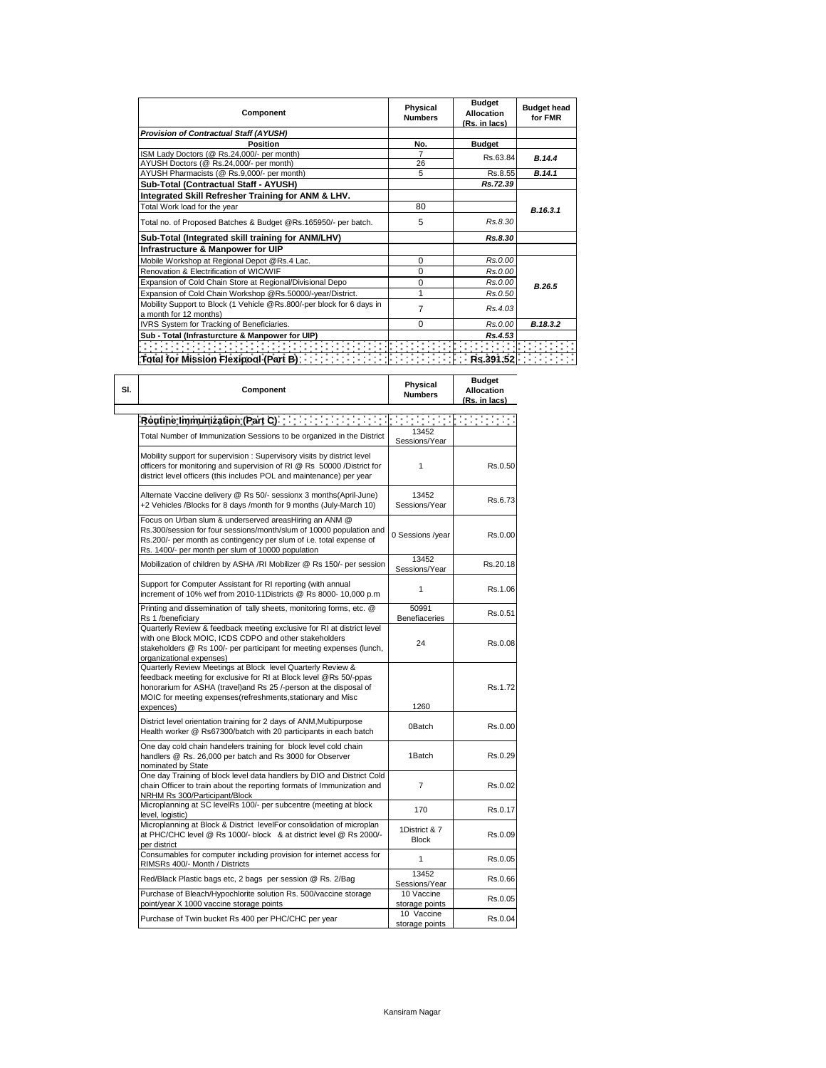| Component | Physical Numbers | Budget Allocation (Rs. in lacs) | Budget head for FMR |
|---|---|---|---|
| ***Provision of Contractual Staff (AYUSH)*** | | | |
| **Position** | **No.** | **Budget** | |
| ISM Lady Doctors (@ Rs.24,000/- per month) | 7 | Rs.63.84 | ***B.14.4*** |
| AYUSH Doctors (@ Rs.24,000/- per month) | 26 | | |
| AYUSH Pharmacists (@ Rs.9,000/- per month) | 5 | Rs.8.55 | ***B.14.1*** |
| **Sub-Total (Contractual Staff - AYUSH)** | | ***Rs.72.39*** | |
| **Integrated Skill Refresher Training for ANM & LHV.** | | | |
| Total Work load for the year | 80 | | ***B.16.3.1*** |
| Total no. of Proposed Batches & Budget @Rs.165950/- per batch. | 5 | *Rs.8.30* | |
| **Sub-Total (Integrated skill training for ANM/LHV)** | | ***Rs.8.30*** | |
| **Infrastructure & Manpower for UIP** | | | |
| Mobile Workshop at Regional Depot @Rs.4 Lac. | 0 | *Rs.0.00* | ***B.26.5*** |
| Renovation & Electrification of WIC/WIF | 0 | *Rs.0.00* | |
| Expansion of Cold Chain Store at Regional/Divisional Depo | 0 | *Rs.0.00* | |
| Expansion of Cold Chain Workshop @Rs.50000/-year/District. | 1 | *Rs.0.50* | |
| Mobility Support to Block (1 Vehicle @Rs.800/-per block for 6 days in a month for 12 months) | 7 | *Rs.4.03* | |
| IVRS System for Tracking of Beneficiaries. | 0 | *Rs.0.00* | ***B.18.3.2*** |
| **Sub - Total (Infrasturcture & Manpower for UIP)** | | ***Rs.4.53*** | |
| **Total for Mission Flexipool (Part B)** | | **Rs.391.52** | |

| Sl. | Component | Physical Numbers | Budget Allocation (Rs. in lacs) |
|---|---|---|---|
| | **Routine Immunization (Part C)** | | |
| | Total Number of Immunization Sessions to be organized in the District | 13452 Sessions/Year | |
| | Mobility support for supervision : Supervisory visits by district level officers for monitoring and supervision of RI @ Rs 50000 /District for district level officers (this includes POL and maintenance) per year | 1 | Rs.0.50 |
| | Alternate Vaccine delivery @ Rs 50/- sessionx 3 months(April-June) +2 Vehicles /Blocks for 8 days /month for 9 months (July-March 10) | 13452 Sessions/Year | Rs.6.73 |
| | Focus on Urban slum & underserved areasHiring an ANM @ Rs.300/session for four sessions/month/slum of 10000 population and Rs.200/- per month as contingency per slum of i.e. total expense of Rs. 1400/- per month per slum of 10000 population | 0 Sessions /year | Rs.0.00 |
| | Mobilization of children by ASHA /RI Mobilizer @ Rs 150/- per session | 13452 Sessions/Year | Rs.20.18 |
| | Support for Computer Assistant for RI reporting (with annual increment of 10% wef from 2010-11Districts @ Rs 8000- 10,000 p.m | 1 | Rs.1.06 |
| | Printing and dissemination of tally sheets, monitoring forms, etc. @ Rs 1 /beneficiary | 50991 Benefiaceries | Rs.0.51 |
| | Quarterly Review & feedback meeting exclusive for RI at district level with one Block MOIC, ICDS CDPO and other stakeholders stakeholders @ Rs 100/- per participant for meeting expenses (lunch, organizational expenses) | 24 | Rs.0.08 |
| | Quarterly Review Meetings at Block level Quarterly Review & feedback meeting for exclusive for RI at Block level @Rs 50/-ppas honorarium for ASHA (travel)and Rs 25 /-person at the disposal of MOIC for meeting expenses(refreshments,stationary and Misc expences) | 1260 | Rs.1.72 |
| | District level orientation training for 2 days of ANM,Multipurpose Health worker @ Rs67300/batch with 20 participants in each batch | 0Batch | Rs.0.00 |
| | One day cold chain handelers training for block level cold chain handlers @ Rs. 26,000 per batch and Rs 3000 for Observer nominated by State | 1Batch | Rs.0.29 |
| | One day Training of block level data handlers by DIO and District Cold chain Officer to train about the reporting formats of Immunization and NRHM Rs 300/Participant/Block | 7 | Rs.0.02 |
| | Microplanning at SC levelRs 100/- per subcentre (meeting at block level, logistic) | 170 | Rs.0.17 |
| | Microplanning at Block & District levelFor consolidation of microplan at PHC/CHC level @ Rs 1000/- block & at district level @ Rs 2000/- per district | 1District & 7 Block | Rs.0.09 |
| | Consumables for computer including provision for internet access for RIMSRs 400/- Month / Districts | 1 | Rs.0.05 |
| | Red/Black Plastic bags etc, 2 bags per session @ Rs. 2/Bag | 13452 Sessions/Year | Rs.0.66 |
| | Purchase of Bleach/Hypochlorite solution Rs. 500/vaccine storage point/year X 1000 vaccine storage points | 10 Vaccine storage points | Rs.0.05 |
| | Purchase of Twin bucket Rs 400 per PHC/CHC per year | 10 Vaccine storage points | Rs.0.04 |

Kansiram Nagar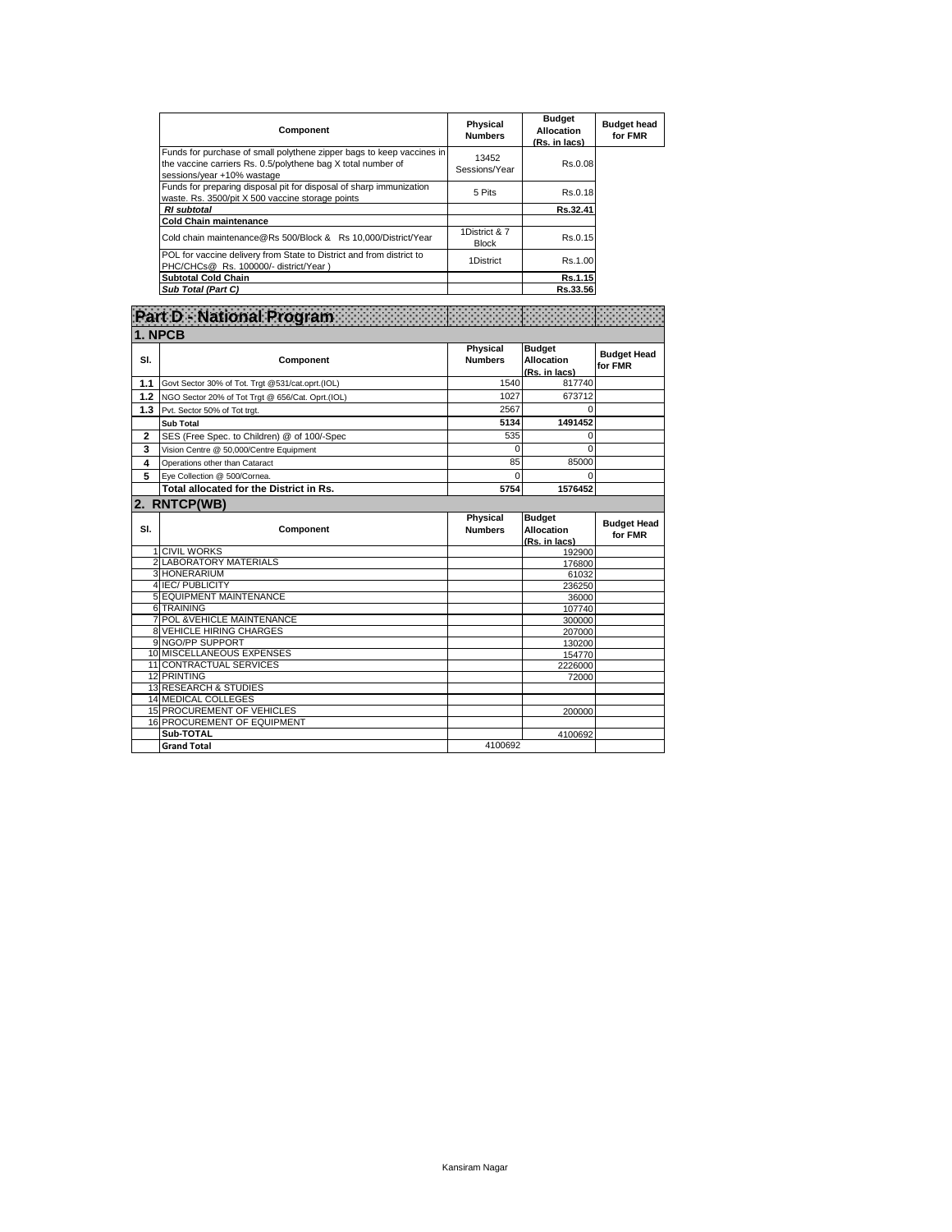| Component | Physical Numbers | Budget Allocation (Rs. in lacs) | Budget head for FMR |
|---|---|---|---|
| Funds for purchase of small polythene zipper bags to keep vaccines in the vaccine carriers Rs. 0.5/polythene bag X total number of sessions/year +10% wastage | 13452 Sessions/Year | Rs.0.08 | |
| Funds for preparing disposal pit for disposal of sharp immunization waste. Rs. 3500/pit X 500 vaccine storage points | 5 Pits | Rs.0.18 | |
| ***RI subtotal*** | | **Rs.32.41** | |
| **Cold Chain maintenance** | | | |
| Cold chain maintenance@Rs 500/Block & Rs 10,000/District/Year | 1District & 7 Block | Rs.0.15 | |
| POL for vaccine delivery from State to District and from district to PHC/CHCs@ Rs. 100000/- district/Year ) | 1District | Rs.1.00 | |
| **Subtotal Cold Chain** | | **Rs.1.15** | |
| ***Sub Total (Part C)*** | | **Rs.33.56** | |

# Part D - National Program

## 1. NPCB

| Sl. | Component | Physical Numbers | Budget Allocation (Rs. in lacs) | Budget Head for FMR |
|---|---|---|---|---|
| 1.1 | Govt Sector 30% of Tot. Trgt @531/cat.oprt.(IOL) | 1540 | 817740 | |
| 1.2 | NGO Sector 20% of Tot Trgt @ 656/Cat. Oprt.(IOL) | 1027 | 673712 | |
| 1.3 | Pvt. Sector 50% of Tot trgt. | 2567 | 0 | |
| | **Sub Total** | **5134** | **1491452** | |
| 2 | SES (Free Spec. to Children) @ of 100/-Spec | 535 | 0 | |
| 3 | Vision Centre @ 50,000/Centre Equipment | 0 | 0 | |
| 4 | Operations other than Cataract | 85 | 85000 | |
| 5 | Eye Collection @ 500/Cornea. | 0 | 0 | |
| | **Total allocated for the District in Rs.** | **5754** | **1576452** | |

## 2. RNTCP(WB)

| Sl. | Component | Physical Numbers | Budget Allocation (Rs. in lacs) | Budget Head for FMR |
|---|---|---|---|---|
| 1 | CIVIL WORKS | | 192900 | |
| 2 | LABORATORY MATERIALS | | 176800 | |
| 3 | HONERARIUM | | 61032 | |
| 4 | IEC/ PUBLICITY | | 236250 | |
| 5 | EQUIPMENT MAINTENANCE | | 36000 | |
| 6 | TRAINING | | 107740 | |
| 7 | POL &VEHICLE MAINTENANCE | | 300000 | |
| 8 | VEHICLE HIRING CHARGES | | 207000 | |
| 9 | NGO/PP SUPPORT | | 130200 | |
| 10 | MISCELLANEOUS EXPENSES | | 154770 | |
| 11 | CONTRACTUAL SERVICES | | 2226000 | |
| 12 | PRINTING | | 72000 | |
| 13 | RESEARCH & STUDIES | | | |
| 14 | MEDICAL COLLEGES | | | |
| 15 | PROCUREMENT OF VEHICLES | | 200000 | |
| 16 | PROCUREMENT OF EQUIPMENT | | | |
| | **Sub-TOTAL** | | 4100692 | |
| | **Grand Total** | 4100692 | | |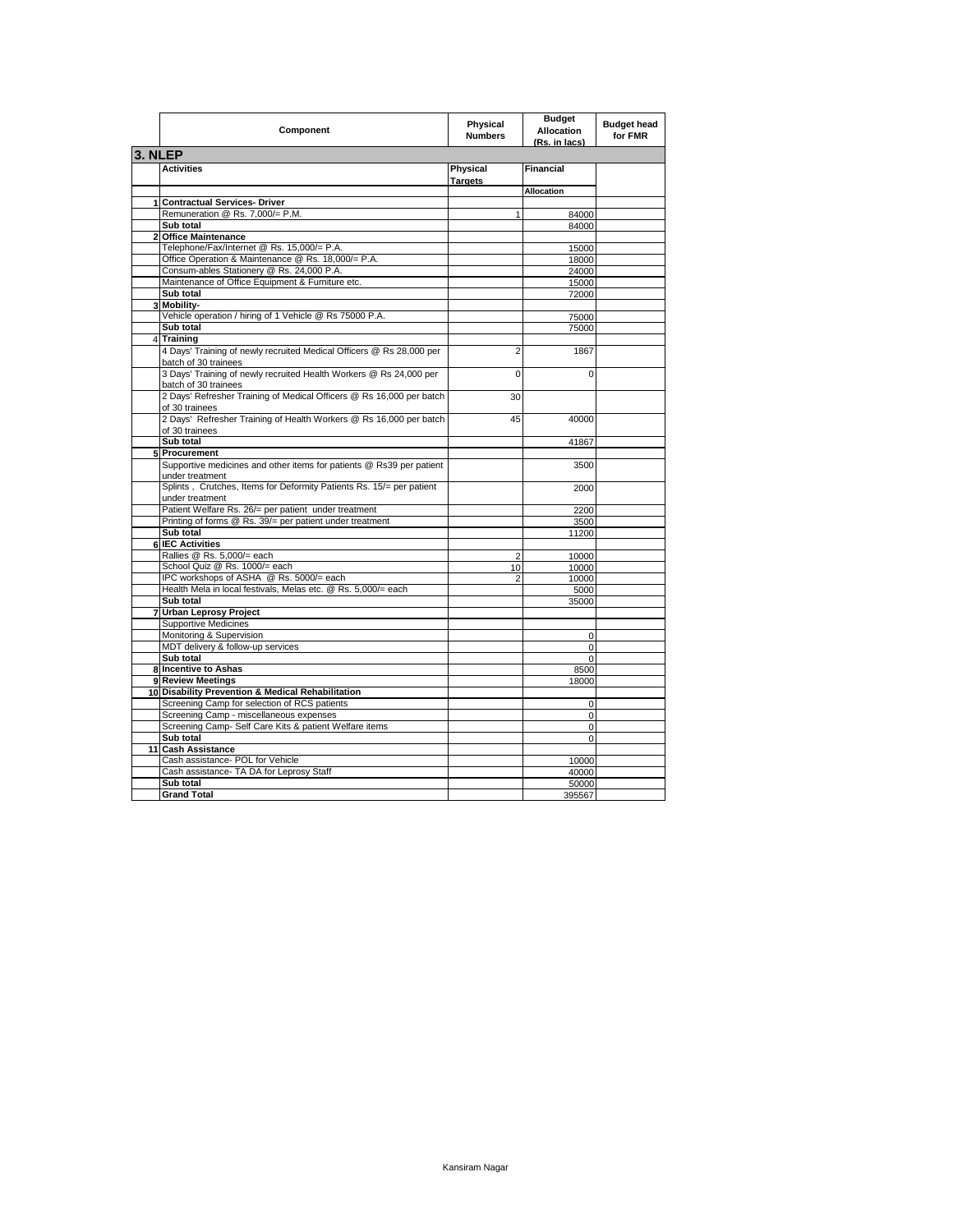| | Component | Physical Numbers | Budget Allocation (Rs. in lacs) | Budget head for FMR |
|---|---|---|---|---|
| **3. NLEP** | | | | |
| | **Activities** | **Physical Targets** | **Financial** | |
| | | | **Allocation** | |
| **1** | **Contractual Services- Driver** | | | |
| | Remuneration @ Rs. 7,000/= P.M. | 1 | 84000 | |
| | **Sub total** | | 84000 | |
| **2** | **Office Maintenance** | | | |
| | Telephone/Fax/Internet @ Rs. 15,000/= P.A. | | 15000 | |
| | Office Operation & Maintenance @ Rs. 18,000/= P.A. | | 18000 | |
| | Consum-ables Stationery @ Rs. 24,000 P.A. | | 24000 | |
| | Maintenance of Office Equipment & Furniture etc. | | 15000 | |
| | **Sub total** | | 72000 | |
| **3** | **Mobility-** | | | |
| | Vehicle operation / hiring of 1 Vehicle @ Rs 75000 P.A. | | 75000 | |
| | **Sub total** | | 75000 | |
| 4 | **Training** | | | |
| | 4 Days' Training of newly recruited Medical Officers @ Rs 28,000 per batch of 30 trainees | 2 | 1867 | |
| | 3 Days' Training of newly recruited Health Workers @ Rs 24,000 per batch of 30 trainees | 0 | 0 | |
| | 2 Days' Refresher Training of Medical Officers @ Rs 16,000 per batch of 30 trainees | 30 | | |
| | 2 Days' Refresher Training of Health Workers @ Rs 16,000 per batch of 30 trainees | 45 | 40000 | |
| | **Sub total** | | 41867 | |
| **5** | **Procurement** | | | |
| | Supportive medicines and other items for patients @ Rs39 per patient under treatment | | 3500 | |
| | Splints , Crutches, Items for Deformity Patients Rs. 15/= per patient under treatment | | 2000 | |
| | Patient Welfare Rs. 26/= per patient under treatment | | 2200 | |
| | Printing of forms @ Rs. 39/= per patient under treatment | | 3500 | |
| | **Sub total** | | 11200 | |
| **6** | **IEC Activities** | | | |
| | Rallies @ Rs. 5,000/= each | 2 | 10000 | |
| | School Quiz @ Rs. 1000/= each | 10 | 10000 | |
| | IPC workshops of ASHA @ Rs. 5000/= each | 2 | 10000 | |
| | Health Mela in local festivals, Melas etc. @ Rs. 5,000/= each | | 5000 | |
| | **Sub total** | | 35000 | |
| **7** | **Urban Leprosy Project** | | | |
| | Supportive Medicines | | | |
| | Monitoring & Supervision | | 0 | |
| | MDT delivery & follow-up services | | 0 | |
| | **Sub total** | | 0 | |
| **8** | **Incentive to Ashas** | | 8500 | |
| **9** | **Review Meetings** | | 18000 | |
| **10** | **Disability Prevention & Medical Rehabilitation** | | | |
| | Screening Camp for selection of RCS patients | | 0 | |
| | Screening Camp - miscellaneous expenses | | 0 | |
| | Screening Camp- Self Care Kits & patient Welfare items | | 0 | |
| | **Sub total** | | 0 | |
| **11** | **Cash Assistance** | | | |
| | Cash assistance- POL for Vehicle | | 10000 | |
| | Cash assistance- TA DA for Leprosy Staff | | 40000 | |
| | **Sub total** | | 50000 | |
| | **Grand Total** | | 395567 | |

Kansiram Nagar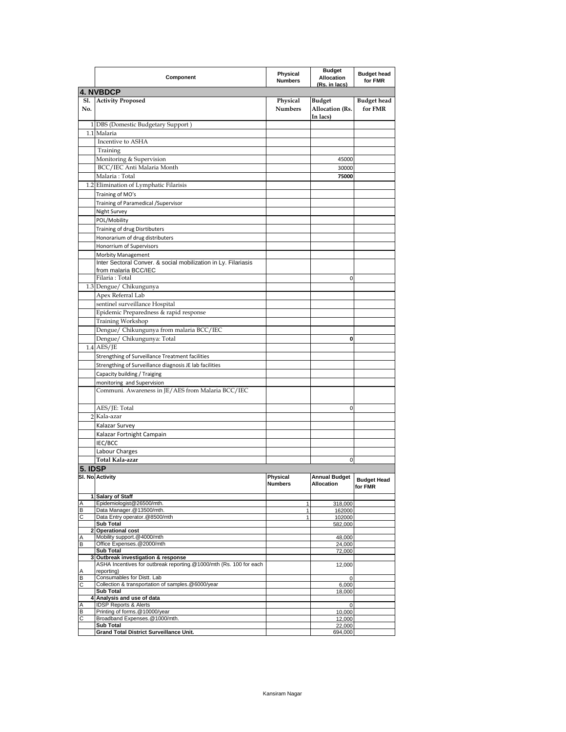| | Component | Physical Numbers | Budget Allocation (Rs. in lacs) | Budget head for FMR |
|---|---|---|---|---|
| **4. NVBDCP** | | | | |
| **Sl. No.** | **Activity Proposed** | **Physical Numbers** | **Budget Allocation (Rs. In lacs)** | **Budget head for FMR** |
| 1 | DBS (Domestic Budgetary Support ) | | | |
| 1.1 | Malaria | | | |
| | Incentive to ASHA | | | |
| | Training | | | |
| | Monitoring & Supervision | | 45000 | |
| | BCC/IEC Anti Malaria Month | | 30000 | |
| | Malaria : Total | | **75000** | |
| 1.2 | Elimination of Lymphatic Filarisis | | | |
| | Training of MO's | | | |
| | Training of Paramedical /Supervisor | | | |
| | Night Survey | | | |
| | POL/Mobility | | | |
| | Training of drug Disrtibuters | | | |
| | Honorarium of drug distributers | | | |
| | Honorrium of Supervisors | | | |
| | Morbity Management | | | |
| | Inter Sectoral Conver. & social mobilization in Ly. Filariasis from malaria BCC/IEC | | | |
| | Filaria : Total | | 0 | |
| 1.3 | Dengue/ Chikungunya | | | |
| | Apex Referral Lab | | | |
| | sentinel surveillance Hospital | | | |
| | Epidemic Preparedness & rapid response | | | |
| | Training Workshop | | | |
| | Dengue/ Chikungunya from malaria BCC/IEC | | | |
| | Dengue/ Chikungunya: Total | | **0** | |
| 1.4 | AES/JE | | | |
| | Strengthing of Surveillance Treatment facilities | | | |
| | Strengthing of Surveillance diagnosis JE lab facilities | | | |
| | Capacity building / Traiging | | | |
| | monitoring and Supervision | | | |
| | Communi. Awareness in JE/AES from Malaria BCC/IEC | | | |
| | AES/JE: Total | | 0 | |
| 2 | Kala-azar | | | |
| | Kalazar Survey | | | |
| | Kalazar Fortnight Campain | | | |
| | IEC/BCC | | | |
| | Labour Charges | | | |
| | **Total Kala-azar** | | 0 | |
| **5. IDSP** | | | | |
| **Sl. No.** | **Activity** | **Physical Numbers** | **Annual Budget Allocation** | **Budget Head for FMR** |
| **1** | **Salary of Staff** | | | |
| A | Epidemiologist@26500/mth. | 1 | 318,000 | |
| B | Data Manager.@13500/mth. | 1 | 162000 | |
| C | Data Entry operator.@8500/mth | 1 | 102000 | |
| | **Sub Total** | | 582,000 | |
| **2** | **Operational cost** | | | |
| A | Mobility support.@4000/mth | | 48,000 | |
| B | Office Expenses.@2000/mth | | 24,000 | |
| | **Sub Total** | | 72,000 | |
| **3** | **Outbreak investigation & response** | | | |
| A | ASHA Incentives for outbreak reporting.@1000/mth (Rs. 100 for each reporting) | | 12,000 | |
| B | Consumables for Distt. Lab | | 0 | |
| C | Collection & transportation of samples.@6000/year | | 6,000 | |
| | **Sub Total** | | 18,000 | |
| **4** | **Analysis and use of data** | | | |
| A | IDSP Reports & Alerts | | 0 | |
| B | Printing of forms.@10000/year | | 10,000 | |
| C | Broadband Expenses.@1000/mth. | | 12,000 | |
| | **Sub Total** | | 22,000 | |
| | **Grand Total District Surveillance Unit.** | | 694,000 | |

Kansiram Nagar